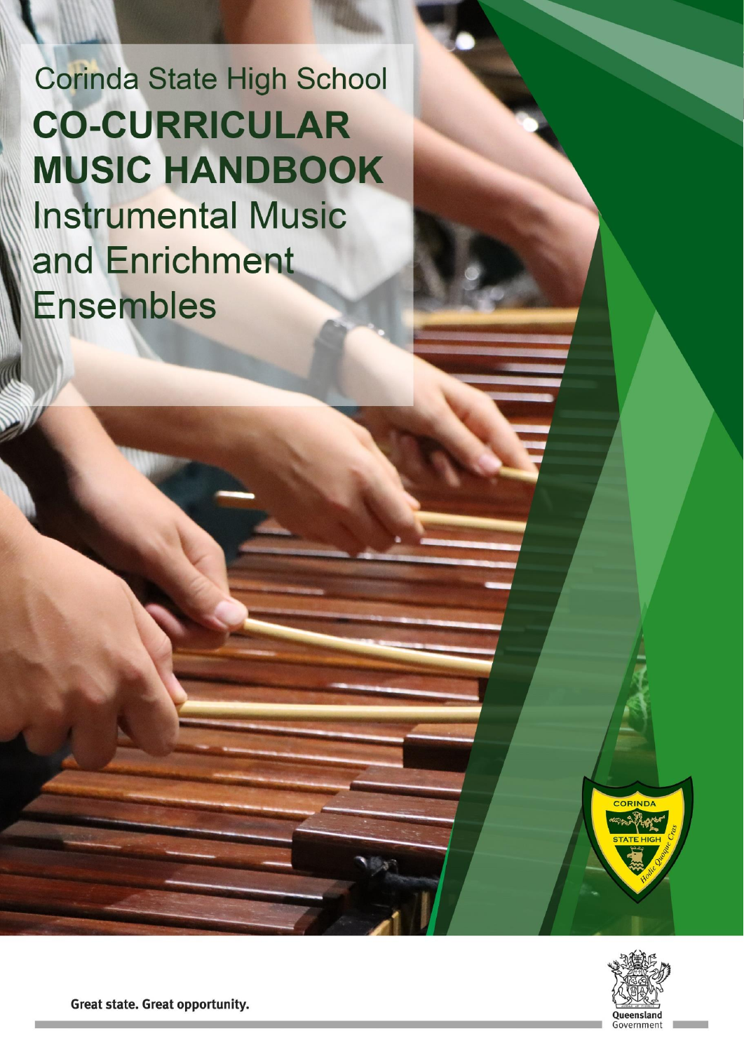Corinda State High School

# CO-CURRICULAR MUSIC HANDBOOK

## Instrumental Music and Enrichment Ensembles

Great state. Great opportunity.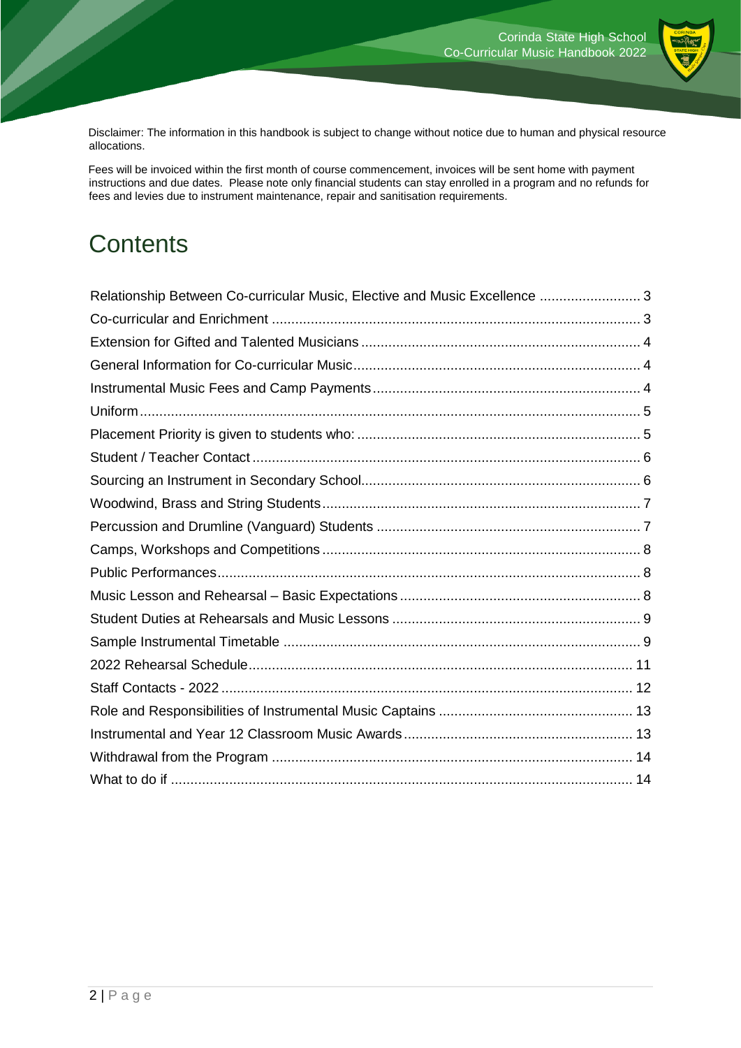Disclaimer: The information in this handbook is subject to change without notice due to human and physical resource allocations.

Fees will be invoiced within the first month of course commencement, invoices will be sent home with payment instructions and due dates. Please note only financial students can stay enrolled in a program and no refunds for fees and levies due to instrument maintenance, repair and sanitisation requirements.

# Contents

Relationship Between Co-curricular Music, Elective and Music Excellence .......................... 3
Co-curricular and Enrichment .......................... 3
Extension for Gifted and Talented Musicians .......................... 4
General Information for Co-curricular Music .......................... 4
Instrumental Music Fees and Camp Payments .......................... 4
Uniform .......................... 5
Placement Priority is given to students who: .......................... 5
Student / Teacher Contact .......................... 6
Sourcing an Instrument in Secondary School .......................... 6
Woodwind, Brass and String Students .......................... 7
Percussion and Drumline (Vanguard) Students .......................... 7
Camps, Workshops and Competitions .......................... 8
Public Performances .......................... 8
Music Lesson and Rehearsal – Basic Expectations .......................... 8
Student Duties at Rehearsals and Music Lessons .......................... 9
Sample Instrumental Timetable .......................... 9
2022 Rehearsal Schedule .......................... 11
Staff Contacts - 2022 .......................... 12
Role and Responsibilities of Instrumental Music Captains .......................... 13
Instrumental and Year 12 Classroom Music Awards .......................... 13
Withdrawal from the Program .......................... 14
What to do if .......................... 14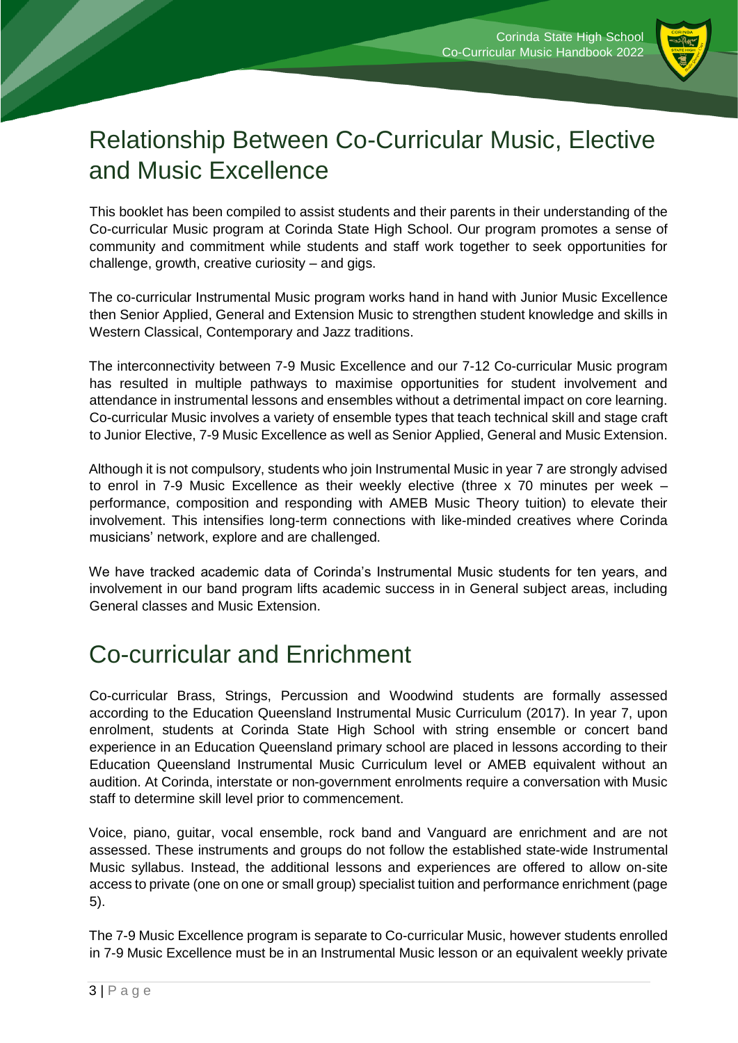# Relationship Between Co-Curricular Music, Elective and Music Excellence

This booklet has been compiled to assist students and their parents in their understanding of the Co-curricular Music program at Corinda State High School. Our program promotes a sense of community and commitment while students and staff work together to seek opportunities for challenge, growth, creative curiosity – and gigs.

The co-curricular Instrumental Music program works hand in hand with Junior Music Excellence then Senior Applied, General and Extension Music to strengthen student knowledge and skills in Western Classical, Contemporary and Jazz traditions.

The interconnectivity between 7-9 Music Excellence and our 7-12 Co-curricular Music program has resulted in multiple pathways to maximise opportunities for student involvement and attendance in instrumental lessons and ensembles without a detrimental impact on core learning. Co-curricular Music involves a variety of ensemble types that teach technical skill and stage craft to Junior Elective, 7-9 Music Excellence as well as Senior Applied, General and Music Extension.

Although it is not compulsory, students who join Instrumental Music in year 7 are strongly advised to enrol in 7-9 Music Excellence as their weekly elective (three x 70 minutes per week – performance, composition and responding with AMEB Music Theory tuition) to elevate their involvement. This intensifies long-term connections with like-minded creatives where Corinda musicians' network, explore and are challenged.

We have tracked academic data of Corinda's Instrumental Music students for ten years, and involvement in our band program lifts academic success in in General subject areas, including General classes and Music Extension.

# Co-curricular and Enrichment

Co-curricular Brass, Strings, Percussion and Woodwind students are formally assessed according to the Education Queensland Instrumental Music Curriculum (2017). In year 7, upon enrolment, students at Corinda State High School with string ensemble or concert band experience in an Education Queensland primary school are placed in lessons according to their Education Queensland Instrumental Music Curriculum level or AMEB equivalent without an audition. At Corinda, interstate or non-government enrolments require a conversation with Music staff to determine skill level prior to commencement.

Voice, piano, guitar, vocal ensemble, rock band and Vanguard are enrichment and are not assessed. These instruments and groups do not follow the established state-wide Instrumental Music syllabus. Instead, the additional lessons and experiences are offered to allow on-site access to private (one on one or small group) specialist tuition and performance enrichment (page 5).

The 7-9 Music Excellence program is separate to Co-curricular Music, however students enrolled in 7-9 Music Excellence must be in an Instrumental Music lesson or an equivalent weekly private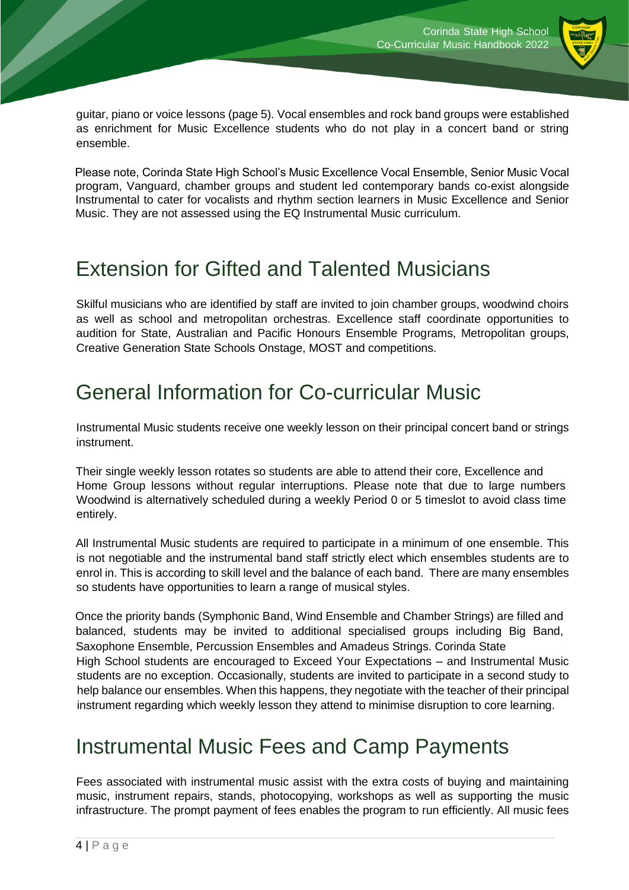guitar, piano or voice lessons (page 5). Vocal ensembles and rock band groups were established as enrichment for Music Excellence students who do not play in a concert band or string ensemble.

Please note, Corinda State High School's Music Excellence Vocal Ensemble, Senior Music Vocal program, Vanguard, chamber groups and student led contemporary bands co-exist alongside Instrumental to cater for vocalists and rhythm section learners in Music Excellence and Senior Music. They are not assessed using the EQ Instrumental Music curriculum.

# Extension for Gifted and Talented Musicians

Skilful musicians who are identified by staff are invited to join chamber groups, woodwind choirs as well as school and metropolitan orchestras. Excellence staff coordinate opportunities to audition for State, Australian and Pacific Honours Ensemble Programs, Metropolitan groups, Creative Generation State Schools Onstage, MOST and competitions.

# General Information for Co-curricular Music

Instrumental Music students receive one weekly lesson on their principal concert band or strings instrument.

Their single weekly lesson rotates so students are able to attend their core, Excellence and Home Group lessons without regular interruptions. Please note that due to large numbers Woodwind is alternatively scheduled during a weekly Period 0 or 5 timeslot to avoid class time entirely.

All Instrumental Music students are required to participate in a minimum of one ensemble. This is not negotiable and the instrumental band staff strictly elect which ensembles students are to enrol in. This is according to skill level and the balance of each band. There are many ensembles so students have opportunities to learn a range of musical styles.

Once the priority bands (Symphonic Band, Wind Ensemble and Chamber Strings) are filled and balanced, students may be invited to additional specialised groups including Big Band, Saxophone Ensemble, Percussion Ensembles and Amadeus Strings. Corinda State High School students are encouraged to Exceed Your Expectations – and Instrumental Music students are no exception. Occasionally, students are invited to participate in a second study to help balance our ensembles. When this happens, they negotiate with the teacher of their principal instrument regarding which weekly lesson they attend to minimise disruption to core learning.

# Instrumental Music Fees and Camp Payments

Fees associated with instrumental music assist with the extra costs of buying and maintaining music, instrument repairs, stands, photocopying, workshops as well as supporting the music infrastructure. The prompt payment of fees enables the program to run efficiently. All music fees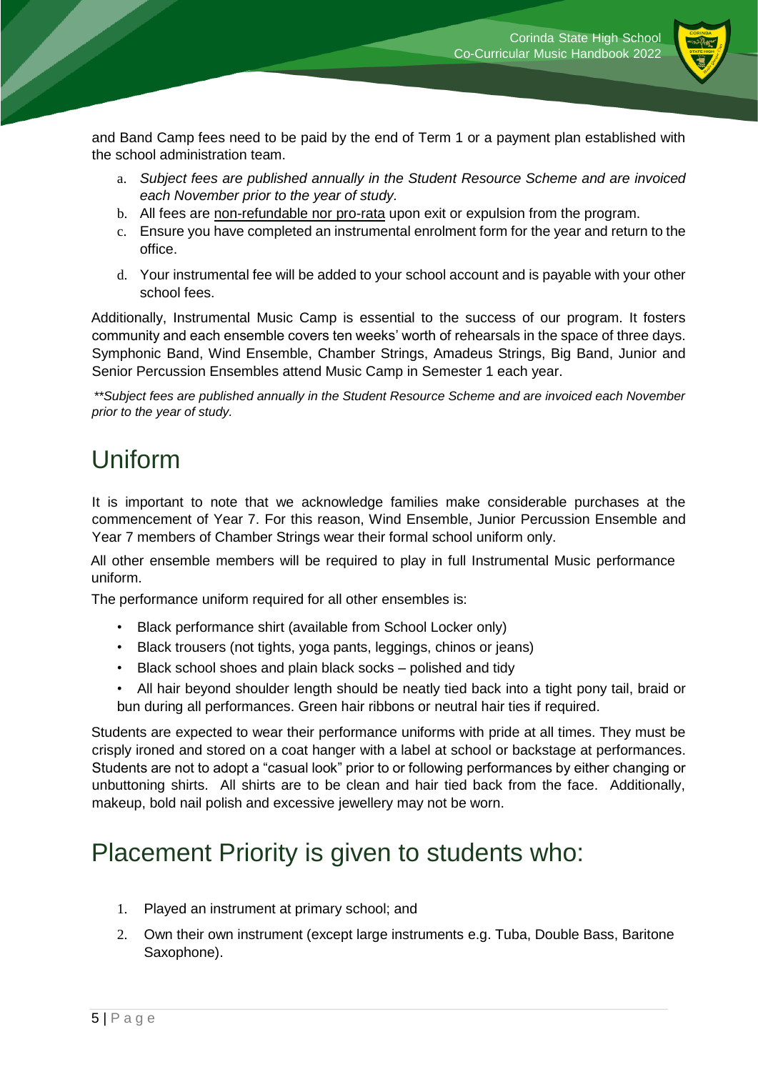and Band Camp fees need to be paid by the end of Term 1 or a payment plan established with the school administration team.

a. *Subject fees are published annually in the Student Resource Scheme and are invoiced each November prior to the year of study.*
b. All fees are non-refundable nor pro-rata upon exit or expulsion from the program.
c. Ensure you have completed an instrumental enrolment form for the year and return to the office.
d. Your instrumental fee will be added to your school account and is payable with your other school fees.

Additionally, Instrumental Music Camp is essential to the success of our program. It fosters community and each ensemble covers ten weeks' worth of rehearsals in the space of three days. Symphonic Band, Wind Ensemble, Chamber Strings, Amadeus Strings, Big Band, Junior and Senior Percussion Ensembles attend Music Camp in Semester 1 each year.

*\*\*Subject fees are published annually in the Student Resource Scheme and are invoiced each November prior to the year of study.*

# Uniform

It is important to note that we acknowledge families make considerable purchases at the commencement of Year 7. For this reason, Wind Ensemble, Junior Percussion Ensemble and Year 7 members of Chamber Strings wear their formal school uniform only.

All other ensemble members will be required to play in full Instrumental Music performance uniform.

The performance uniform required for all other ensembles is:

- Black performance shirt (available from School Locker only)
- Black trousers (not tights, yoga pants, leggings, chinos or jeans)
- Black school shoes and plain black socks – polished and tidy
- All hair beyond shoulder length should be neatly tied back into a tight pony tail, braid or bun during all performances. Green hair ribbons or neutral hair ties if required.

Students are expected to wear their performance uniforms with pride at all times. They must be crisply ironed and stored on a coat hanger with a label at school or backstage at performances. Students are not to adopt a "casual look" prior to or following performances by either changing or unbuttoning shirts. All shirts are to be clean and hair tied back from the face. Additionally, makeup, bold nail polish and excessive jewellery may not be worn.

# Placement Priority is given to students who:

1. Played an instrument at primary school; and
2. Own their own instrument (except large instruments e.g. Tuba, Double Bass, Baritone Saxophone).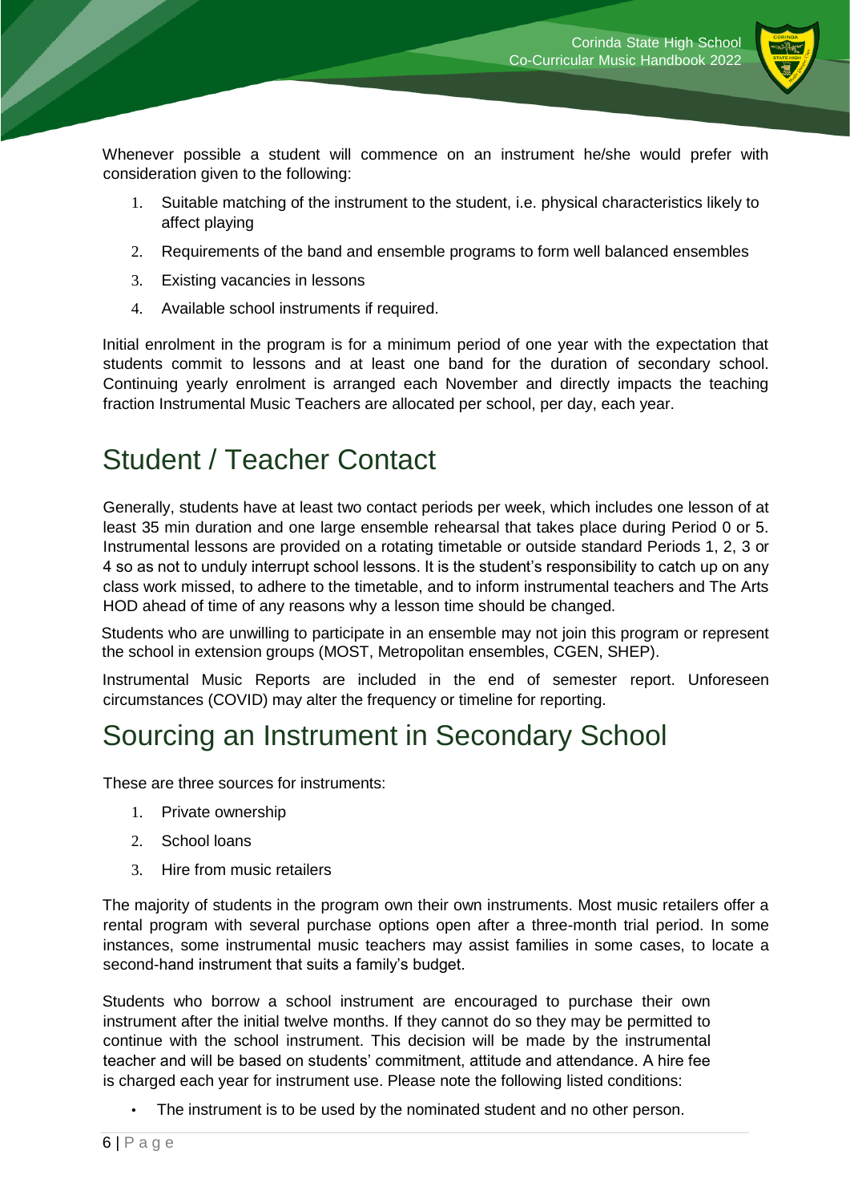Whenever possible a student will commence on an instrument he/she would prefer with consideration given to the following:

1. Suitable matching of the instrument to the student, i.e. physical characteristics likely to affect playing
2. Requirements of the band and ensemble programs to form well balanced ensembles
3. Existing vacancies in lessons
4. Available school instruments if required.

Initial enrolment in the program is for a minimum period of one year with the expectation that students commit to lessons and at least one band for the duration of secondary school. Continuing yearly enrolment is arranged each November and directly impacts the teaching fraction Instrumental Music Teachers are allocated per school, per day, each year.

# Student / Teacher Contact

Generally, students have at least two contact periods per week, which includes one lesson of at least 35 min duration and one large ensemble rehearsal that takes place during Period 0 or 5. Instrumental lessons are provided on a rotating timetable or outside standard Periods 1, 2, 3 or 4 so as not to unduly interrupt school lessons. It is the student's responsibility to catch up on any class work missed, to adhere to the timetable, and to inform instrumental teachers and The Arts HOD ahead of time of any reasons why a lesson time should be changed.

Students who are unwilling to participate in an ensemble may not join this program or represent the school in extension groups (MOST, Metropolitan ensembles, CGEN, SHEP).

Instrumental Music Reports are included in the end of semester report. Unforeseen circumstances (COVID) may alter the frequency or timeline for reporting.

# Sourcing an Instrument in Secondary School

These are three sources for instruments:

1. Private ownership
2. School loans
3. Hire from music retailers

The majority of students in the program own their own instruments. Most music retailers offer a rental program with several purchase options open after a three-month trial period. In some instances, some instrumental music teachers may assist families in some cases, to locate a second-hand instrument that suits a family's budget.

Students who borrow a school instrument are encouraged to purchase their own instrument after the initial twelve months. If they cannot do so they may be permitted to continue with the school instrument. This decision will be made by the instrumental teacher and will be based on students' commitment, attitude and attendance. A hire fee is charged each year for instrument use. Please note the following listed conditions:

- The instrument is to be used by the nominated student and no other person.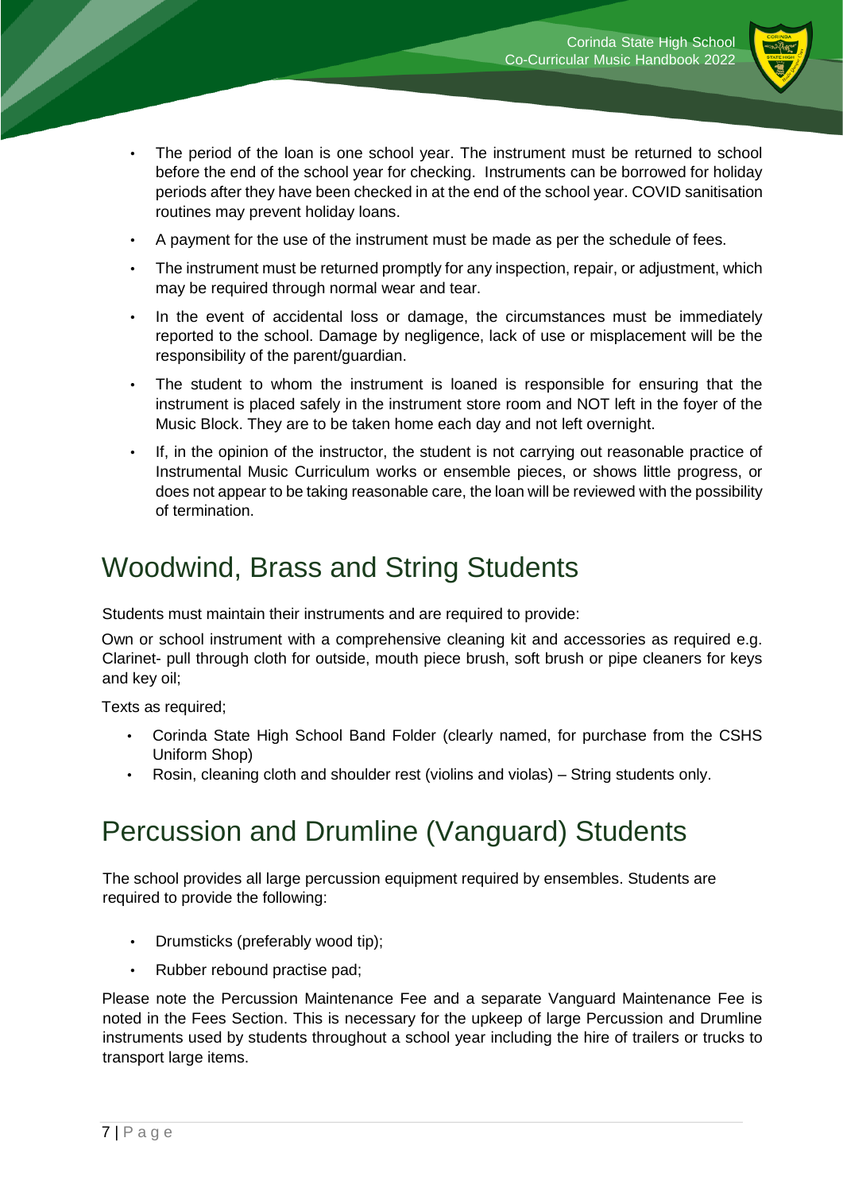- The period of the loan is one school year. The instrument must be returned to school before the end of the school year for checking. Instruments can be borrowed for holiday periods after they have been checked in at the end of the school year. COVID sanitisation routines may prevent holiday loans.
- A payment for the use of the instrument must be made as per the schedule of fees.
- The instrument must be returned promptly for any inspection, repair, or adjustment, which may be required through normal wear and tear.
- In the event of accidental loss or damage, the circumstances must be immediately reported to the school. Damage by negligence, lack of use or misplacement will be the responsibility of the parent/guardian.
- The student to whom the instrument is loaned is responsible for ensuring that the instrument is placed safely in the instrument store room and NOT left in the foyer of the Music Block. They are to be taken home each day and not left overnight.
- If, in the opinion of the instructor, the student is not carrying out reasonable practice of Instrumental Music Curriculum works or ensemble pieces, or shows little progress, or does not appear to be taking reasonable care, the loan will be reviewed with the possibility of termination.

# Woodwind, Brass and String Students

Students must maintain their instruments and are required to provide:

Own or school instrument with a comprehensive cleaning kit and accessories as required e.g. Clarinet- pull through cloth for outside, mouth piece brush, soft brush or pipe cleaners for keys and key oil;

Texts as required;

- Corinda State High School Band Folder (clearly named, for purchase from the CSHS Uniform Shop)
- Rosin, cleaning cloth and shoulder rest (violins and violas) – String students only.

# Percussion and Drumline (Vanguard) Students

The school provides all large percussion equipment required by ensembles. Students are required to provide the following:

- Drumsticks (preferably wood tip);
- Rubber rebound practise pad;

Please note the Percussion Maintenance Fee and a separate Vanguard Maintenance Fee is noted in the Fees Section. This is necessary for the upkeep of large Percussion and Drumline instruments used by students throughout a school year including the hire of trailers or trucks to transport large items.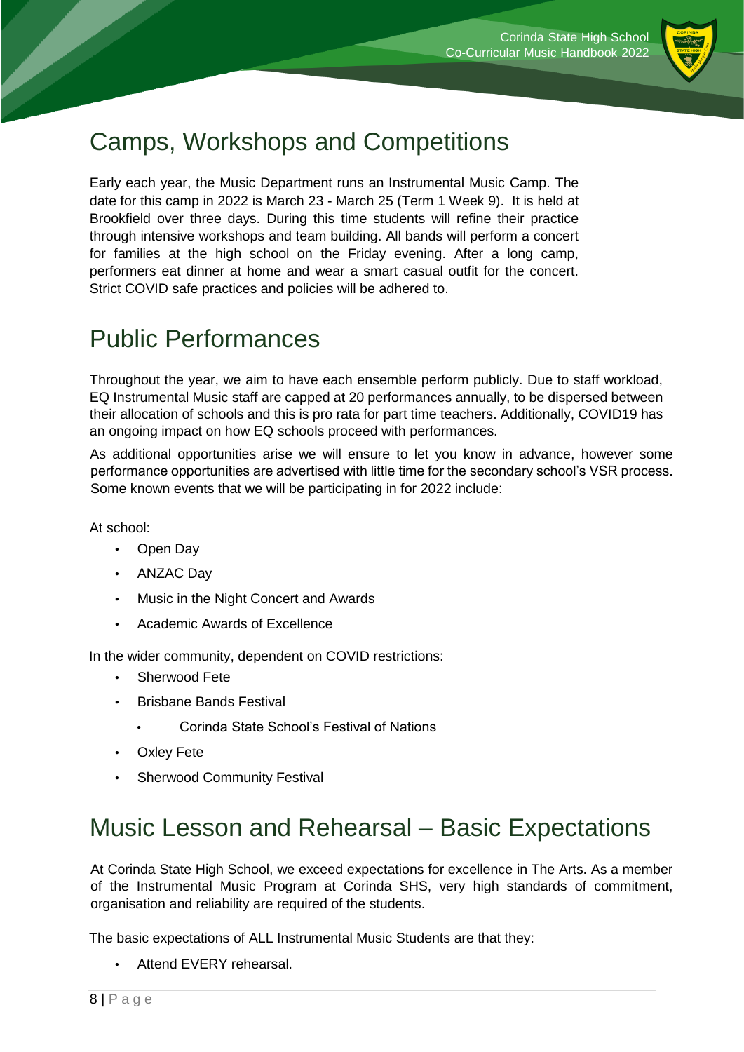# Camps, Workshops and Competitions

Early each year, the Music Department runs an Instrumental Music Camp. The date for this camp in 2022 is March 23 - March 25 (Term 1 Week 9). It is held at Brookfield over three days. During this time students will refine their practice through intensive workshops and team building. All bands will perform a concert for families at the high school on the Friday evening. After a long camp, performers eat dinner at home and wear a smart casual outfit for the concert. Strict COVID safe practices and policies will be adhered to.

# Public Performances

Throughout the year, we aim to have each ensemble perform publicly. Due to staff workload, EQ Instrumental Music staff are capped at 20 performances annually, to be dispersed between their allocation of schools and this is pro rata for part time teachers. Additionally, COVID19 has an ongoing impact on how EQ schools proceed with performances.

As additional opportunities arise we will ensure to let you know in advance, however some performance opportunities are advertised with little time for the secondary school's VSR process. Some known events that we will be participating in for 2022 include:

At school:

- Open Day
- ANZAC Day
- Music in the Night Concert and Awards
- Academic Awards of Excellence

In the wider community, dependent on COVID restrictions:

- Sherwood Fete
- Brisbane Bands Festival
  - Corinda State School's Festival of Nations
- Oxley Fete
- Sherwood Community Festival

# Music Lesson and Rehearsal – Basic Expectations

At Corinda State High School, we exceed expectations for excellence in The Arts. As a member of the Instrumental Music Program at Corinda SHS, very high standards of commitment, organisation and reliability are required of the students.

The basic expectations of ALL Instrumental Music Students are that they:

- Attend EVERY rehearsal.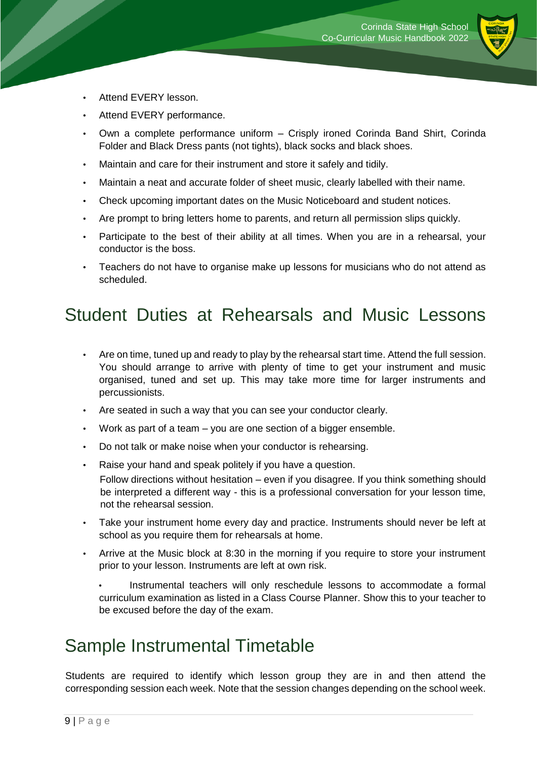- Attend EVERY lesson.
- Attend EVERY performance.
- Own a complete performance uniform – Crisply ironed Corinda Band Shirt, Corinda Folder and Black Dress pants (not tights), black socks and black shoes.
- Maintain and care for their instrument and store it safely and tidily.
- Maintain a neat and accurate folder of sheet music, clearly labelled with their name.
- Check upcoming important dates on the Music Noticeboard and student notices.
- Are prompt to bring letters home to parents, and return all permission slips quickly.
- Participate to the best of their ability at all times. When you are in a rehearsal, your conductor is the boss.
- Teachers do not have to organise make up lessons for musicians who do not attend as scheduled.

# Student Duties at Rehearsals and Music Lessons

- Are on time, tuned up and ready to play by the rehearsal start time. Attend the full session. You should arrange to arrive with plenty of time to get your instrument and music organised, tuned and set up. This may take more time for larger instruments and percussionists.
- Are seated in such a way that you can see your conductor clearly.
- Work as part of a team – you are one section of a bigger ensemble.
- Do not talk or make noise when your conductor is rehearsing.
- Raise your hand and speak politely if you have a question.
  Follow directions without hesitation – even if you disagree. If you think something should be interpreted a different way - this is a professional conversation for your lesson time, not the rehearsal session.
- Take your instrument home every day and practice. Instruments should never be left at school as you require them for rehearsals at home.
- Arrive at the Music block at 8:30 in the morning if you require to store your instrument prior to your lesson. Instruments are left at own risk.
- Instrumental teachers will only reschedule lessons to accommodate a formal curriculum examination as listed in a Class Course Planner. Show this to your teacher to be excused before the day of the exam.

# Sample Instrumental Timetable

Students are required to identify which lesson group they are in and then attend the corresponding session each week. Note that the session changes depending on the school week.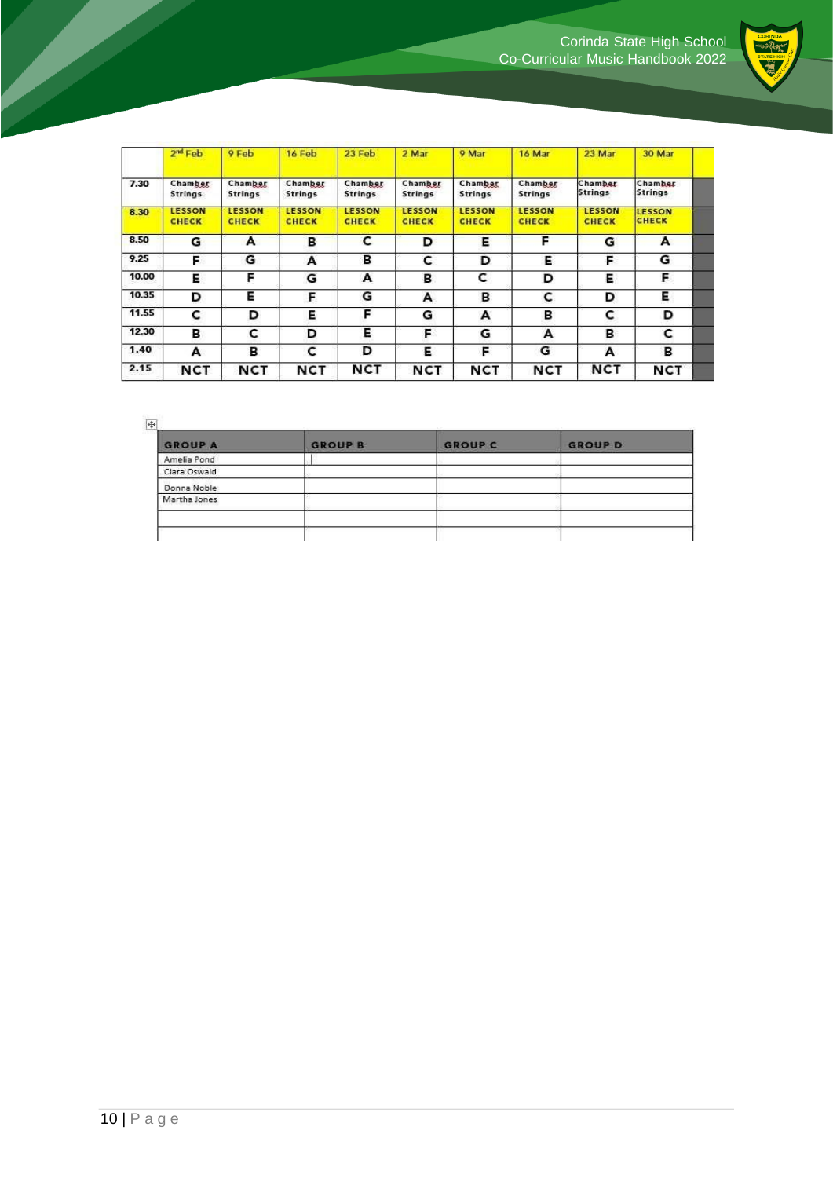| | 2nd Feb | 9 Feb | 16 Feb | 23 Feb | 2 Mar | 9 Mar | 16 Mar | 23 Mar | 30 Mar |
|---|---|---|---|---|---|---|---|---|---|
| 7.30 | Chamber Strings | Chamber Strings | Chamber Strings | Chamber Strings | Chamber Strings | Chamber Strings | Chamber Strings | Chamber Strings | Chamber Strings |
| 8.30 | LESSON CHECK | LESSON CHECK | LESSON CHECK | LESSON CHECK | LESSON CHECK | LESSON CHECK | LESSON CHECK | LESSON CHECK | LESSON CHECK |
| 8.50 | G | A | B | C | D | E | F | G | A |
| 9.25 | F | G | A | B | C | D | E | F | G |
| 10.00 | E | F | G | A | B | C | D | E | F |
| 10.35 | D | E | F | G | A | B | C | D | E |
| 11.55 | C | D | E | F | G | A | B | C | D |
| 12.30 | B | C | D | E | F | G | A | B | C |
| 1.40 | A | B | C | D | E | F | G | A | B |
| 2.15 | NCT | NCT | NCT | NCT | NCT | NCT | NCT | NCT | NCT |

| GROUP A | GROUP B | GROUP C | GROUP D |
|---|---|---|---|
| Amelia Pond | | | |
| Clara Oswald | | | |
| Donna Noble | | | |
| Martha Jones | | | |
| | | | |
| | | | |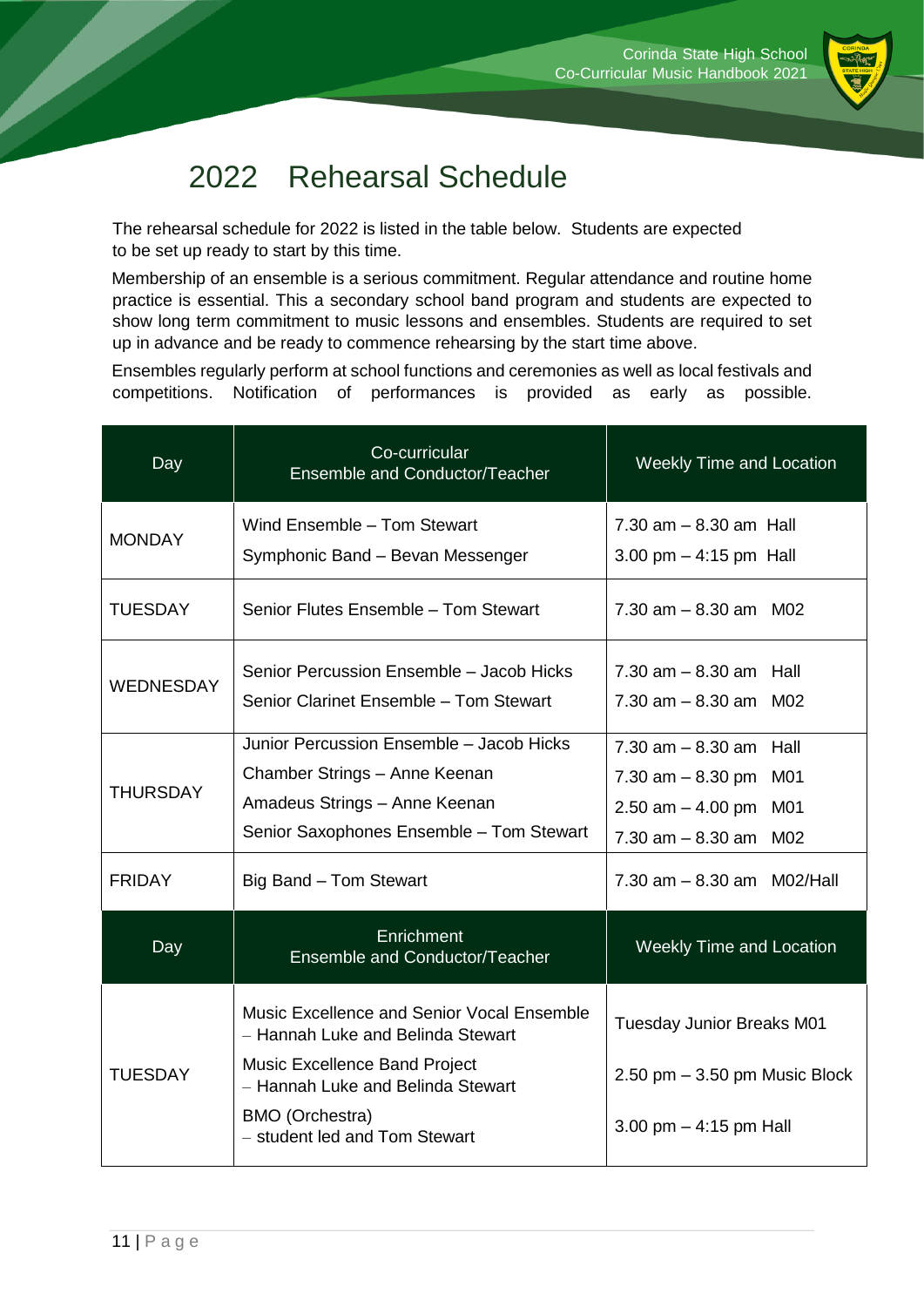# 2022 Rehearsal Schedule

The rehearsal schedule for 2022 is listed in the table below. Students are expected to be set up ready to start by this time.

Membership of an ensemble is a serious commitment. Regular attendance and routine home practice is essential. This a secondary school band program and students are expected to show long term commitment to music lessons and ensembles. Students are required to set up in advance and be ready to commence rehearsing by the start time above.

Ensembles regularly perform at school functions and ceremonies as well as local festivals and competitions. Notification of performances is provided as early as possible.

| Day | Co-curricular Ensemble and Conductor/Teacher | Weekly Time and Location |
|---|---|---|
| MONDAY | Wind Ensemble – Tom Stewart<br>Symphonic Band – Bevan Messenger | 7.30 am – 8.30 am Hall<br>3.00 pm – 4:15 pm Hall |
| TUESDAY | Senior Flutes Ensemble – Tom Stewart | 7.30 am – 8.30 am M02 |
| WEDNESDAY | Senior Percussion Ensemble – Jacob Hicks<br>Senior Clarinet Ensemble – Tom Stewart | 7.30 am – 8.30 am Hall<br>7.30 am – 8.30 am M02 |
| THURSDAY | Junior Percussion Ensemble – Jacob Hicks<br>Chamber Strings – Anne Keenan<br>Amadeus Strings – Anne Keenan<br>Senior Saxophones Ensemble – Tom Stewart | 7.30 am – 8.30 am Hall<br>7.30 am – 8.30 pm M01<br>2.50 am – 4.00 pm M01<br>7.30 am – 8.30 am M02 |
| FRIDAY | Big Band – Tom Stewart | 7.30 am – 8.30 am M02/Hall |
| **Day** | **Enrichment Ensemble and Conductor/Teacher** | **Weekly Time and Location** |
| TUESDAY | Music Excellence and Senior Vocal Ensemble – Hannah Luke and Belinda Stewart<br>Music Excellence Band Project – Hannah Luke and Belinda Stewart<br>BMO (Orchestra) – student led and Tom Stewart | Tuesday Junior Breaks M01<br>2.50 pm – 3.50 pm Music Block<br>3.00 pm – 4:15 pm Hall |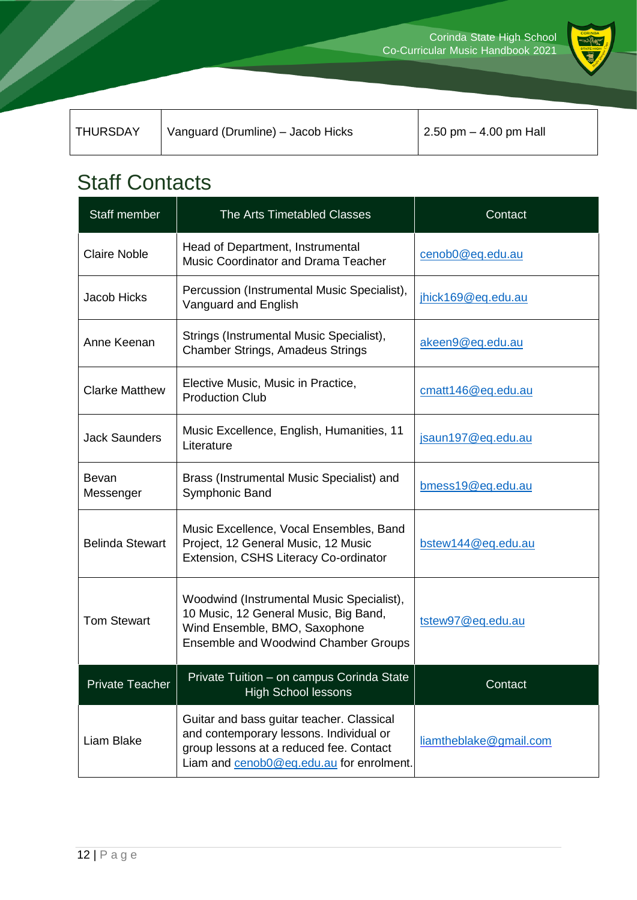| | | |
|---|---|---|
| THURSDAY | Vanguard (Drumline) – Jacob Hicks | 2.50 pm – 4.00 pm Hall |

## Staff Contacts

| Staff member | The Arts Timetabled Classes | Contact |
|---|---|---|
| Claire Noble | Head of Department, Instrumental Music Coordinator and Drama Teacher | cenob0@eq.edu.au |
| Jacob Hicks | Percussion (Instrumental Music Specialist), Vanguard and English | jhick169@eq.edu.au |
| Anne Keenan | Strings (Instrumental Music Specialist), Chamber Strings, Amadeus Strings | akeen9@eq.edu.au |
| Clarke Matthew | Elective Music, Music in Practice, Production Club | cmatt146@eq.edu.au |
| Jack Saunders | Music Excellence, English, Humanities, 11 Literature | jsaun197@eq.edu.au |
| Bevan Messenger | Brass (Instrumental Music Specialist) and Symphonic Band | bmess19@eq.edu.au |
| Belinda Stewart | Music Excellence, Vocal Ensembles, Band Project, 12 General Music, 12 Music Extension, CSHS Literacy Co-ordinator | bstew144@eq.edu.au |
| Tom Stewart | Woodwind (Instrumental Music Specialist), 10 Music, 12 General Music, Big Band, Wind Ensemble, BMO, Saxophone Ensemble and Woodwind Chamber Groups | tstew97@eq.edu.au |
| **Private Teacher** | **Private Tuition – on campus Corinda State High School lessons** | **Contact** |
| Liam Blake | Guitar and bass guitar teacher. Classical and contemporary lessons. Individual or group lessons at a reduced fee. Contact Liam and cenob0@eq.edu.au for enrolment. | liamtheblake@gmail.com |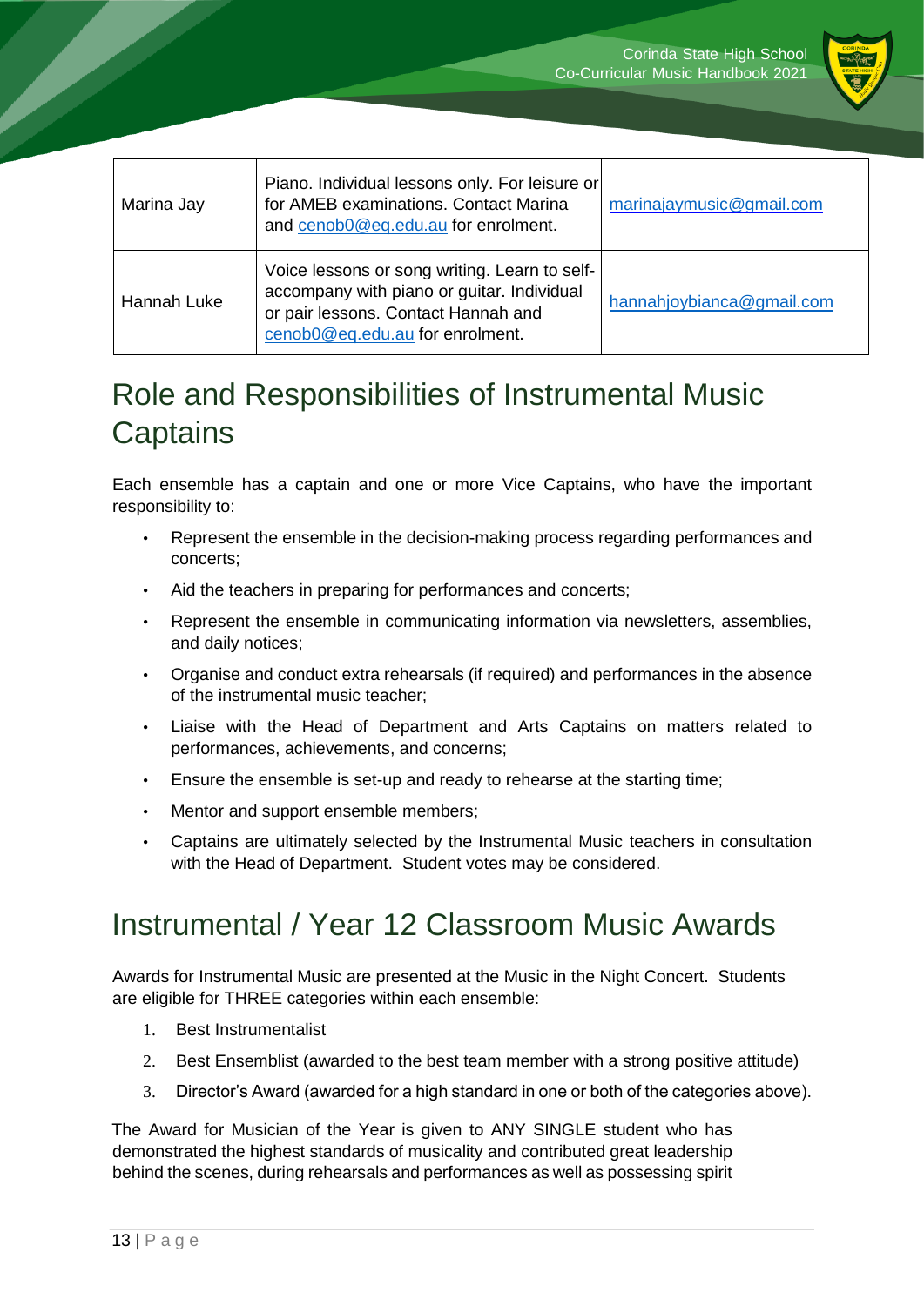| | | |
|---|---|---|
| Marina Jay | Piano. Individual lessons only. For leisure or for AMEB examinations. Contact Marina and cenob0@eq.edu.au for enrolment. | marinajaymusic@gmail.com |
| Hannah Luke | Voice lessons or song writing. Learn to self-accompany with piano or guitar. Individual or pair lessons. Contact Hannah and cenob0@eq.edu.au for enrolment. | hannahjoybianca@gmail.com |

# Role and Responsibilities of Instrumental Music Captains

Each ensemble has a captain and one or more Vice Captains, who have the important responsibility to:

- Represent the ensemble in the decision-making process regarding performances and concerts;
- Aid the teachers in preparing for performances and concerts;
- Represent the ensemble in communicating information via newsletters, assemblies, and daily notices;
- Organise and conduct extra rehearsals (if required) and performances in the absence of the instrumental music teacher;
- Liaise with the Head of Department and Arts Captains on matters related to performances, achievements, and concerns;
- Ensure the ensemble is set-up and ready to rehearse at the starting time;
- Mentor and support ensemble members;
- Captains are ultimately selected by the Instrumental Music teachers in consultation with the Head of Department. Student votes may be considered.

# Instrumental / Year 12 Classroom Music Awards

Awards for Instrumental Music are presented at the Music in the Night Concert. Students are eligible for THREE categories within each ensemble:

1. Best Instrumentalist
2. Best Ensemblist (awarded to the best team member with a strong positive attitude)
3. Director's Award (awarded for a high standard in one or both of the categories above).

The Award for Musician of the Year is given to ANY SINGLE student who has demonstrated the highest standards of musicality and contributed great leadership behind the scenes, during rehearsals and performances as well as possessing spirit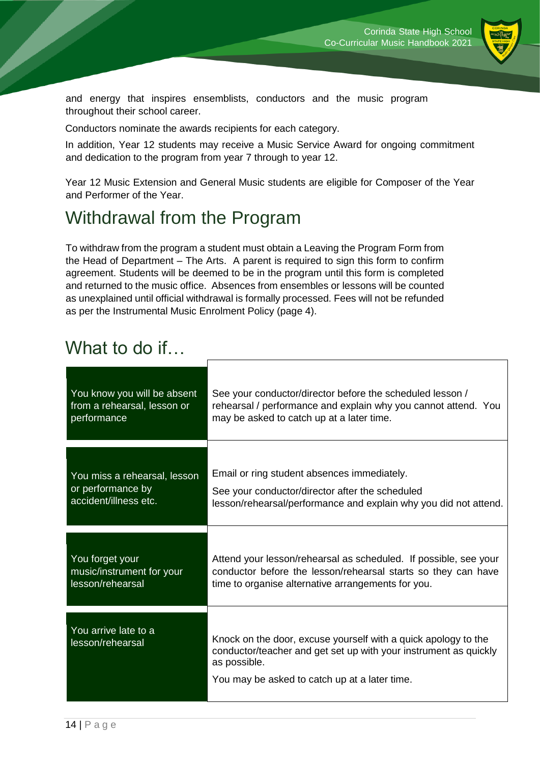and energy that inspires ensemblists, conductors and the music program throughout their school career.

Conductors nominate the awards recipients for each category.

In addition, Year 12 students may receive a Music Service Award for ongoing commitment and dedication to the program from year 7 through to year 12.

Year 12 Music Extension and General Music students are eligible for Composer of the Year and Performer of the Year.

# Withdrawal from the Program

To withdraw from the program a student must obtain a Leaving the Program Form from the Head of Department – The Arts. A parent is required to sign this form to confirm agreement. Students will be deemed to be in the program until this form is completed and returned to the music office. Absences from ensembles or lessons will be counted as unexplained until official withdrawal is formally processed. Fees will not be refunded as per the Instrumental Music Enrolment Policy (page 4).

# What to do if…

| | |
|---|---|
| You know you will be absent from a rehearsal, lesson or performance | See your conductor/director before the scheduled lesson / rehearsal / performance and explain why you cannot attend. You may be asked to catch up at a later time. |
| You miss a rehearsal, lesson or performance by accident/illness etc. | Email or ring student absences immediately.<br>See your conductor/director after the scheduled lesson/rehearsal/performance and explain why you did not attend. |
| You forget your music/instrument for your lesson/rehearsal | Attend your lesson/rehearsal as scheduled. If possible, see your conductor before the lesson/rehearsal starts so they can have time to organise alternative arrangements for you. |
| You arrive late to a lesson/rehearsal | Knock on the door, excuse yourself with a quick apology to the conductor/teacher and get set up with your instrument as quickly as possible.<br>You may be asked to catch up at a later time. |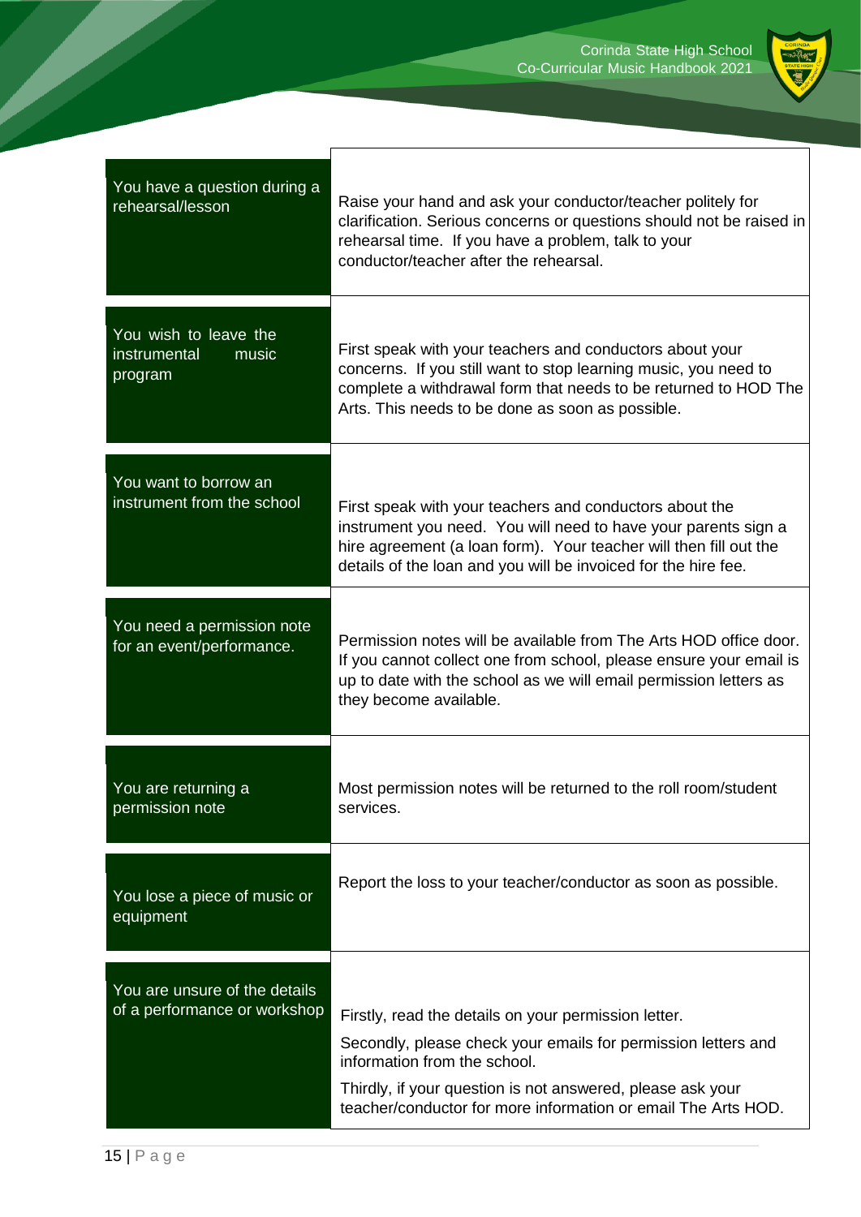| | |
|---|---|
| You have a question during a rehearsal/lesson | Raise your hand and ask your conductor/teacher politely for clarification. Serious concerns or questions should not be raised in rehearsal time. If you have a problem, talk to your conductor/teacher after the rehearsal. |
| You wish to leave the instrumental music program | First speak with your teachers and conductors about your concerns. If you still want to stop learning music, you need to complete a withdrawal form that needs to be returned to HOD The Arts. This needs to be done as soon as possible. |
| You want to borrow an instrument from the school | First speak with your teachers and conductors about the instrument you need. You will need to have your parents sign a hire agreement (a loan form). Your teacher will then fill out the details of the loan and you will be invoiced for the hire fee. |
| You need a permission note for an event/performance. | Permission notes will be available from The Arts HOD office door. If you cannot collect one from school, please ensure your email is up to date with the school as we will email permission letters as they become available. |
| You are returning a permission note | Most permission notes will be returned to the roll room/student services. |
| You lose a piece of music or equipment | Report the loss to your teacher/conductor as soon as possible. |
| You are unsure of the details of a performance or workshop | Firstly, read the details on your permission letter.<br><br>Secondly, please check your emails for permission letters and information from the school.<br><br>Thirdly, if your question is not answered, please ask your teacher/conductor for more information or email The Arts HOD. |